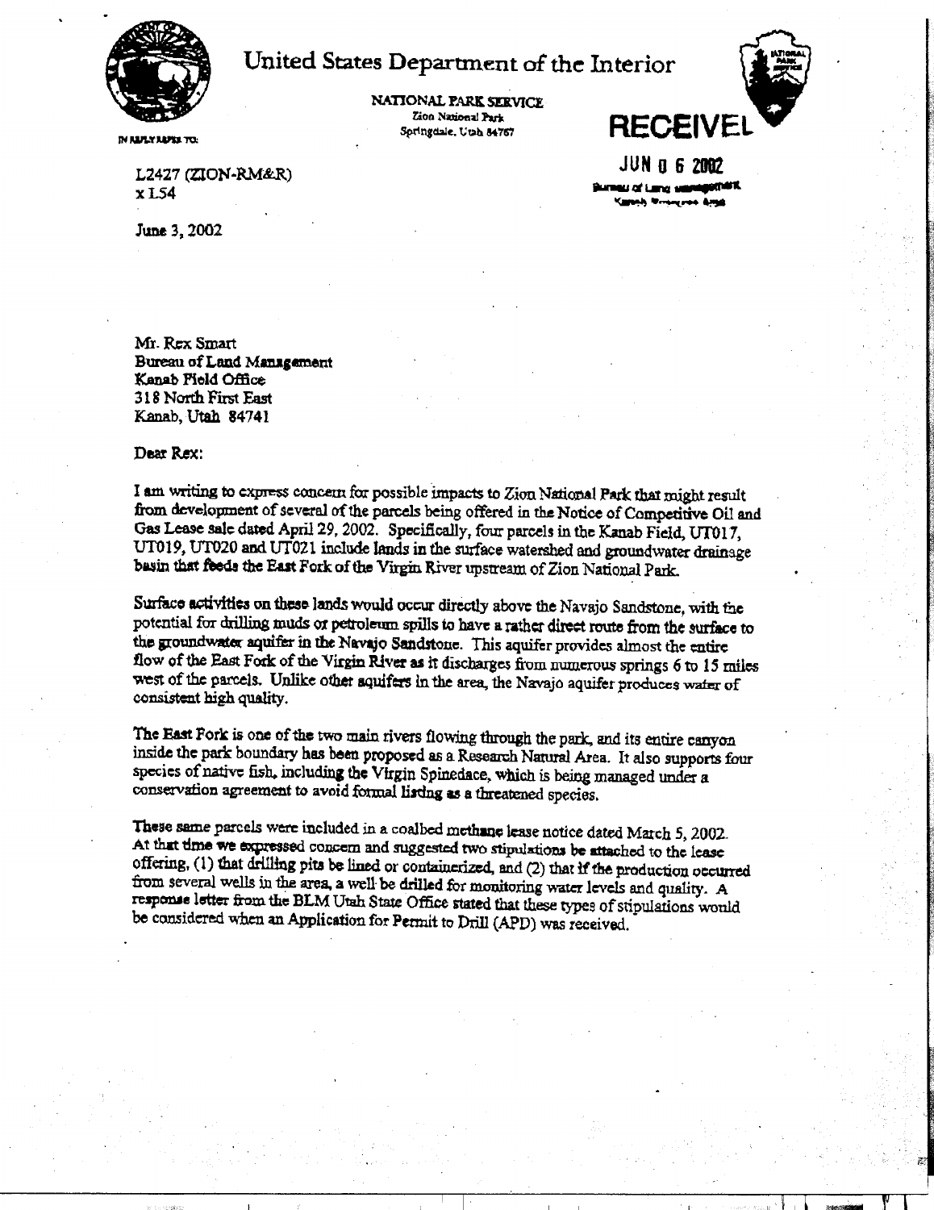# United States Department of the Interior

NATIONAL PARK SERVICE
Zion National Park
Springdale, Utah 84767

IN REPLY REFER TO:

RECEIVED

JUN 0 6 2002

Bureau of Land Management
Kanab Resource Area

L2427 (ZION-RM&R)
x L54

June 3, 2002

Mr. Rex Smart
Bureau of Land Management
Kanab Field Office
318 North First East
Kanab, Utah 84741

Dear Rex:

I am writing to express concern for possible impacts to Zion National Park that might result from development of several of the parcels being offered in the Notice of Competitive Oil and Gas Lease sale dated April 29, 2002. Specifically, four parcels in the Kanab Field, UT017, UT019, UT020 and UT021 include lands in the surface watershed and groundwater drainage basin that feeds the East Fork of the Virgin River upstream of Zion National Park.

Surface activities on these lands would occur directly above the Navajo Sandstone, with the potential for drilling muds or petroleum spills to have a rather direct route from the surface to the groundwater aquifer in the Navajo Sandstone. This aquifer provides almost the entire flow of the East Fork of the Virgin River as it discharges from numerous springs 6 to 15 miles west of the parcels. Unlike other aquifers in the area, the Navajo aquifer produces water of consistent high quality.

The East Fork is one of the two main rivers flowing through the park, and its entire canyon inside the park boundary has been proposed as a Research Natural Area. It also supports four species of native fish, including the Virgin Spinedace, which is being managed under a conservation agreement to avoid formal listing as a threatened species.

These same parcels were included in a coalbed methane lease notice dated March 5, 2002. At that time we expressed concern and suggested two stipulations be attached to the lease offering, (1) that drilling pits be lined or containerized, and (2) that if the production occurred from several wells in the area, a well be drilled for monitoring water levels and quality. A response letter from the BLM Utah State Office stated that these types of stipulations would be considered when an Application for Permit to Drill (APD) was received.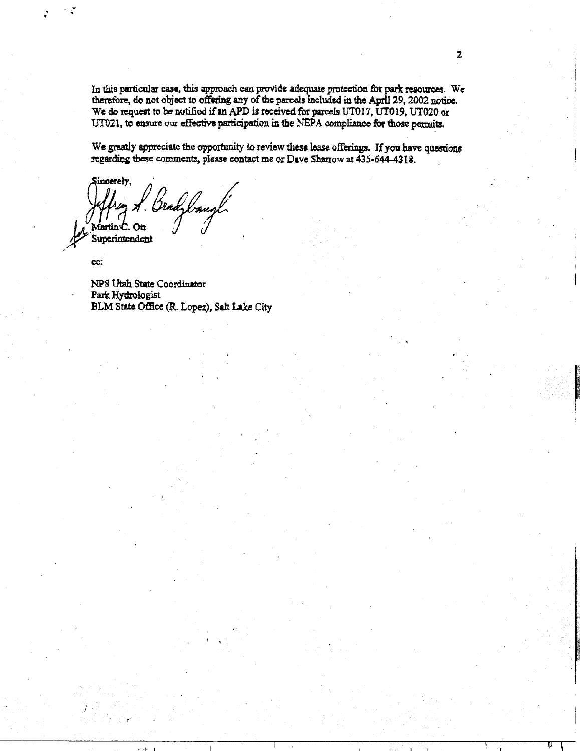In this particular case, this approach can provide adequate protection for park resources. We therefore, do not object to offering any of the parcels included in the April 29, 2002 notice. We do request to be notified if an APD is received for parcels UT017, UT019, UT020 or UT021, to ensure our effective participation in the NEPA compliance for those permits.

We greatly appreciate the opportunity to review these lease offerings. If you have questions regarding these comments, please contact me or Dave Sharrow at 435-644-4318.

Sincerely,

Jeffrey S. Bradybaugh

for Martin C. Ott
Superintendent

cc:

NPS Utah State Coordinator
Park Hydrologist
BLM State Office (R. Lopez), Salt Lake City